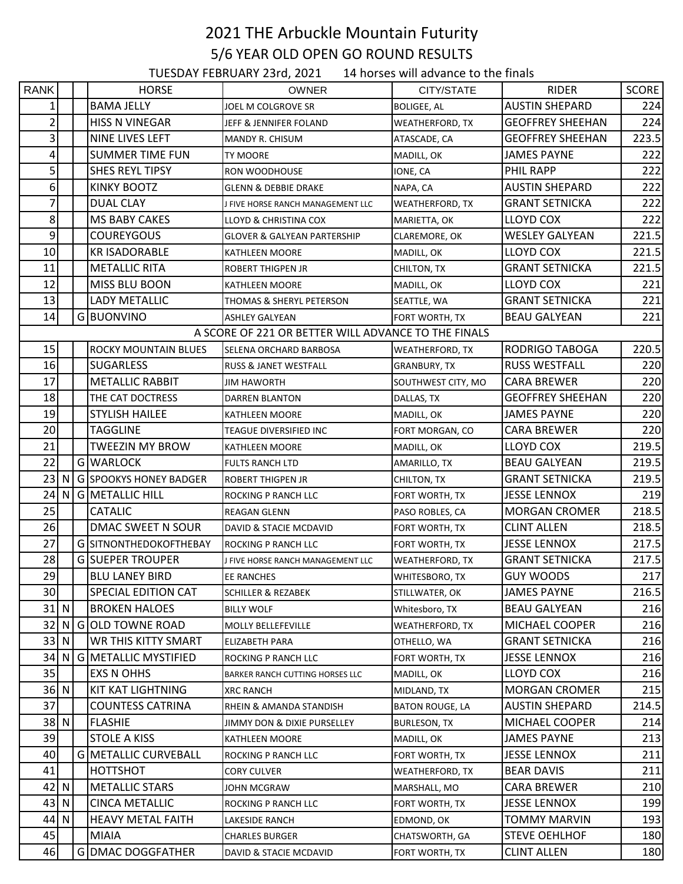# 2021 THE Arbuckle Mountain Futurity

## 5/6 YEAR OLD OPEN GO ROUND RESULTS

TUESDAY FEBRUARY 23rd, 2021 14 horses will advance to the finals

| RANK | | | HORSE | OWNER | CITY/STATE | RIDER | SCORE |
|---|---|---|---|---|---|---|---|
| 1 | | | BAMA JELLY | JOEL M COLGROVE SR | BOLIGEE, AL | AUSTIN SHEPARD | 224 |
| 2 | | | HISS N VINEGAR | JEFF & JENNIFER FOLAND | WEATHERFORD, TX | GEOFFREY SHEEHAN | 224 |
| 3 | | | NINE LIVES LEFT | MANDY R. CHISUM | ATASCADE, CA | GEOFFREY SHEEHAN | 223.5 |
| 4 | | | SUMMER TIME FUN | TY MOORE | MADILL, OK | JAMES PAYNE | 222 |
| 5 | | | SHES REYL TIPSY | RON WOODHOUSE | IONE, CA | PHIL RAPP | 222 |
| 6 | | | KINKY BOOTZ | GLENN & DEBBIE DRAKE | NAPA, CA | AUSTIN SHEPARD | 222 |
| 7 | | | DUAL CLAY | J FIVE HORSE RANCH MANAGEMENT LLC | WEATHERFORD, TX | GRANT SETNICKA | 222 |
| 8 | | | MS BABY CAKES | LLOYD & CHRISTINA COX | MARIETTA, OK | LLOYD COX | 222 |
| 9 | | | COUREYGOUS | GLOVER & GALYEAN PARTERSHIP | CLAREMORE, OK | WESLEY GALYEAN | 221.5 |
| 10 | | | KR ISADORABLE | KATHLEEN MOORE | MADILL, OK | LLOYD COX | 221.5 |
| 11 | | | METALLIC RITA | ROBERT THIGPEN JR | CHILTON, TX | GRANT SETNICKA | 221.5 |
| 12 | | | MISS BLU BOON | KATHLEEN MOORE | MADILL, OK | LLOYD COX | 221 |
| 13 | | | LADY METALLIC | THOMAS & SHERYL PETERSON | SEATTLE, WA | GRANT SETNICKA | 221 |
| 14 | | G | BUONVINO | ASHLEY GALYEAN | FORT WORTH, TX | BEAU GALYEAN | 221 |
| | | | A SCORE OF 221 OR BETTER WILL ADVANCE TO THE FINALS | | | | |
| 15 | | | ROCKY MOUNTAIN BLUES | SELENA ORCHARD BARBOSA | WEATHERFORD, TX | RODRIGO TABOGA | 220.5 |
| 16 | | | SUGARLESS | RUSS & JANET WESTFALL | GRANBURY, TX | RUSS WESTFALL | 220 |
| 17 | | | METALLIC RABBIT | JIM HAWORTH | SOUTHWEST CITY, MO | CARA BREWER | 220 |
| 18 | | | THE CAT DOCTRESS | DARREN BLANTON | DALLAS, TX | GEOFFREY SHEEHAN | 220 |
| 19 | | | STYLISH HAILEE | KATHLEEN MOORE | MADILL, OK | JAMES PAYNE | 220 |
| 20 | | | TAGGLINE | TEAGUE DIVERSIFIED INC | FORT MORGAN, CO | CARA BREWER | 220 |
| 21 | | | TWEEZIN MY BROW | KATHLEEN MOORE | MADILL, OK | LLOYD COX | 219.5 |
| 22 | | G | WARLOCK | FULTS RANCH LTD | AMARILLO, TX | BEAU GALYEAN | 219.5 |
| 23 | N | G | SPOOKYS HONEY BADGER | ROBERT THIGPEN JR | CHILTON, TX | GRANT SETNICKA | 219.5 |
| 24 | N | G | METALLIC HILL | ROCKING P RANCH LLC | FORT WORTH, TX | JESSE LENNOX | 219 |
| 25 | | | CATALIC | REAGAN GLENN | PASO ROBLES, CA | MORGAN CROMER | 218.5 |
| 26 | | | DMAC SWEET N SOUR | DAVID & STACIE MCDAVID | FORT WORTH, TX | CLINT ALLEN | 218.5 |
| 27 | | G | SITNONTHEDOKOFTHEBAY | ROCKING P RANCH LLC | FORT WORTH, TX | JESSE LENNOX | 217.5 |
| 28 | | G | SUEPER TROUPER | J FIVE HORSE RANCH MANAGEMENT LLC | WEATHERFORD, TX | GRANT SETNICKA | 217.5 |
| 29 | | | BLU LANEY BIRD | EE RANCHES | WHITESBORO, TX | GUY WOODS | 217 |
| 30 | | | SPECIAL EDITION CAT | SCHILLER & REZABEK | STILLWATER, OK | JAMES PAYNE | 216.5 |
| 31 | N | | BROKEN HALOES | BILLY WOLF | Whitesboro, TX | BEAU GALYEAN | 216 |
| 32 | N | G | OLD TOWNE ROAD | MOLLY BELLEFEVILLE | WEATHERFORD, TX | MICHAEL COOPER | 216 |
| 33 | N | | WR THIS KITTY SMART | ELIZABETH PARA | OTHELLO, WA | GRANT SETNICKA | 216 |
| 34 | N | G | METALLIC MYSTIFIED | ROCKING P RANCH LLC | FORT WORTH, TX | JESSE LENNOX | 216 |
| 35 | | | EXS N OHHS | BARKER RANCH CUTTING HORSES LLC | MADILL, OK | LLOYD COX | 216 |
| 36 | N | | KIT KAT LIGHTNING | XRC RANCH | MIDLAND, TX | MORGAN CROMER | 215 |
| 37 | | | COUNTESS CATRINA | RHEIN & AMANDA STANDISH | BATON ROUGE, LA | AUSTIN SHEPARD | 214.5 |
| 38 | N | | FLASHIE | JIMMY DON & DIXIE PURSELLEY | BURLESON, TX | MICHAEL COOPER | 214 |
| 39 | | | STOLE A KISS | KATHLEEN MOORE | MADILL, OK | JAMES PAYNE | 213 |
| 40 | | G | METALLIC CURVEBALL | ROCKING P RANCH LLC | FORT WORTH, TX | JESSE LENNOX | 211 |
| 41 | | | HOTTSHOT | CORY CULVER | WEATHERFORD, TX | BEAR DAVIS | 211 |
| 42 | N | | METALLIC STARS | JOHN MCGRAW | MARSHALL, MO | CARA BREWER | 210 |
| 43 | N | | CINCA METALLIC | ROCKING P RANCH LLC | FORT WORTH, TX | JESSE LENNOX | 199 |
| 44 | N | | HEAVY METAL FAITH | LAKESIDE RANCH | EDMOND, OK | TOMMY MARVIN | 193 |
| 45 | | | MIAIA | CHARLES BURGER | CHATSWORTH, GA | STEVE OEHLHOF | 180 |
| 46 | | G | DMAC DOGGFATHER | DAVID & STACIE MCDAVID | FORT WORTH, TX | CLINT ALLEN | 180 |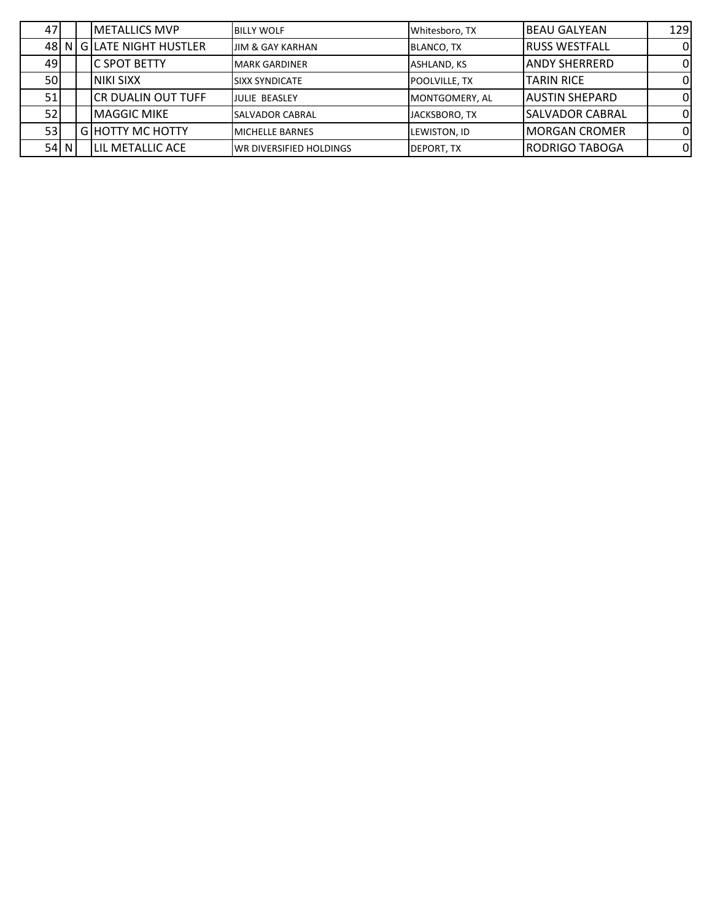| | | | | | | | |
|---|---|---|---|---|---|---|---|
| 47 | | | METALLICS MVP | BILLY WOLF | Whitesboro, TX | BEAU GALYEAN | 129 |
| 48 | N | G | LATE NIGHT HUSTLER | JIM & GAY KARHAN | BLANCO, TX | RUSS WESTFALL | 0 |
| 49 | | | C SPOT BETTY | MARK GARDINER | ASHLAND, KS | ANDY SHERRERD | 0 |
| 50 | | | NIKI SIXX | SIXX SYNDICATE | POOLVILLE, TX | TARIN RICE | 0 |
| 51 | | | CR DUALIN OUT TUFF | JULIE BEASLEY | MONTGOMERY, AL | AUSTIN SHEPARD | 0 |
| 52 | | | MAGGIC MIKE | SALVADOR CABRAL | JACKSBORO, TX | SALVADOR CABRAL | 0 |
| 53 | | G | HOTTY MC HOTTY | MICHELLE BARNES | LEWISTON, ID | MORGAN CROMER | 0 |
| 54 | N | | LIL METALLIC ACE | WR DIVERSIFIED HOLDINGS | DEPORT, TX | RODRIGO TABOGA | 0 |